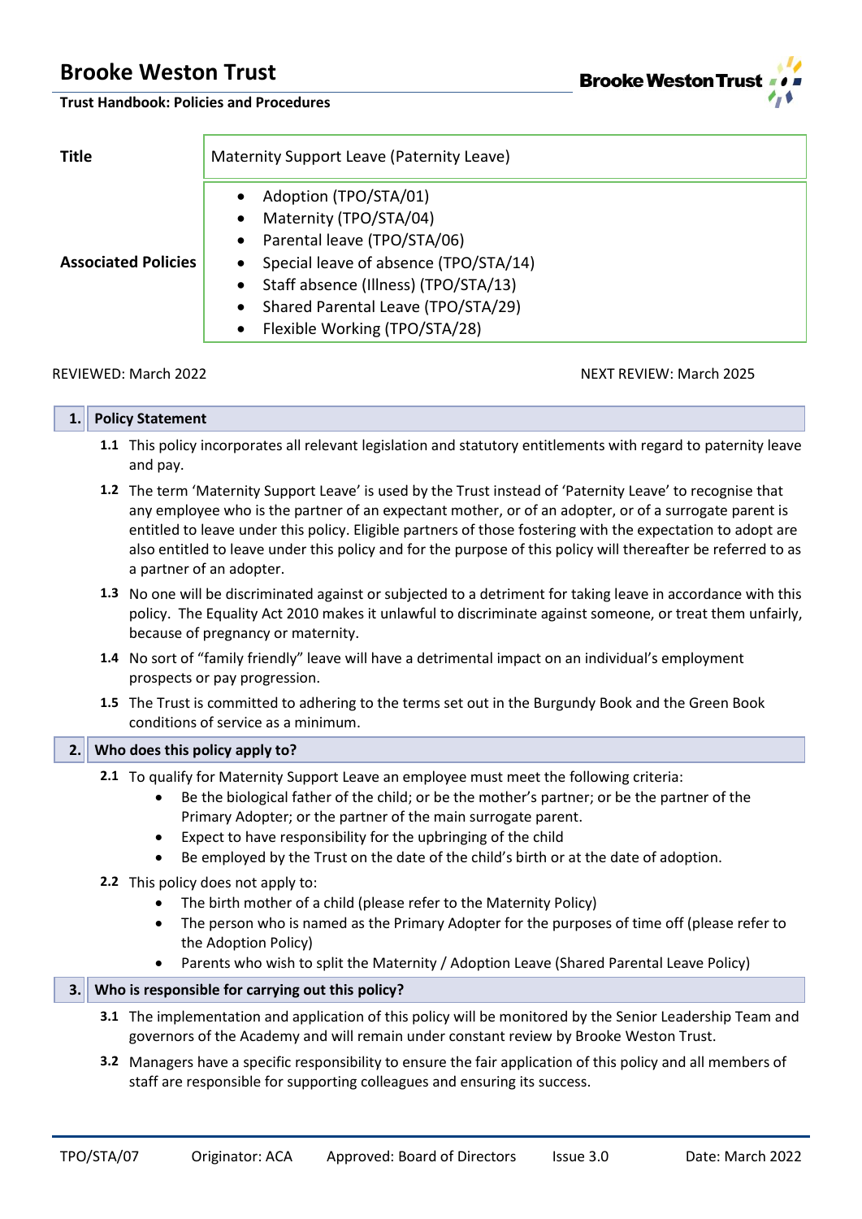# Brooke Weston Trust

**Trust Handbook: Policies and Procedures**

| | |
|---|---|
| **Title** | Maternity Support Leave (Paternity Leave) |
| **Associated Policies** | • Adoption (TPO/STA/01)<br>• Maternity (TPO/STA/04)<br>• Parental leave (TPO/STA/06)<br>• Special leave of absence (TPO/STA/14)<br>• Staff absence (Illness) (TPO/STA/13)<br>• Shared Parental Leave (TPO/STA/29)<br>• Flexible Working (TPO/STA/28) |

REVIEWED: March 2022 NEXT REVIEW: March 2025

## 1. Policy Statement

**1.1** This policy incorporates all relevant legislation and statutory entitlements with regard to paternity leave and pay.

**1.2** The term 'Maternity Support Leave' is used by the Trust instead of 'Paternity Leave' to recognise that any employee who is the partner of an expectant mother, or of an adopter, or of a surrogate parent is entitled to leave under this policy. Eligible partners of those fostering with the expectation to adopt are also entitled to leave under this policy and for the purpose of this policy will thereafter be referred to as a partner of an adopter.

**1.3** No one will be discriminated against or subjected to a detriment for taking leave in accordance with this policy. The Equality Act 2010 makes it unlawful to discriminate against someone, or treat them unfairly, because of pregnancy or maternity.

**1.4** No sort of "family friendly" leave will have a detrimental impact on an individual's employment prospects or pay progression.

**1.5** The Trust is committed to adhering to the terms set out in the Burgundy Book and the Green Book conditions of service as a minimum.

## 2. Who does this policy apply to?

**2.1** To qualify for Maternity Support Leave an employee must meet the following criteria:

- Be the biological father of the child; or be the mother's partner; or be the partner of the Primary Adopter; or the partner of the main surrogate parent.
- Expect to have responsibility for the upbringing of the child
- Be employed by the Trust on the date of the child's birth or at the date of adoption.

**2.2** This policy does not apply to:

- The birth mother of a child (please refer to the Maternity Policy)
- The person who is named as the Primary Adopter for the purposes of time off (please refer to the Adoption Policy)
- Parents who wish to split the Maternity / Adoption Leave (Shared Parental Leave Policy)

## 3. Who is responsible for carrying out this policy?

**3.1** The implementation and application of this policy will be monitored by the Senior Leadership Team and governors of the Academy and will remain under constant review by Brooke Weston Trust.

**3.2** Managers have a specific responsibility to ensure the fair application of this policy and all members of staff are responsible for supporting colleagues and ensuring its success.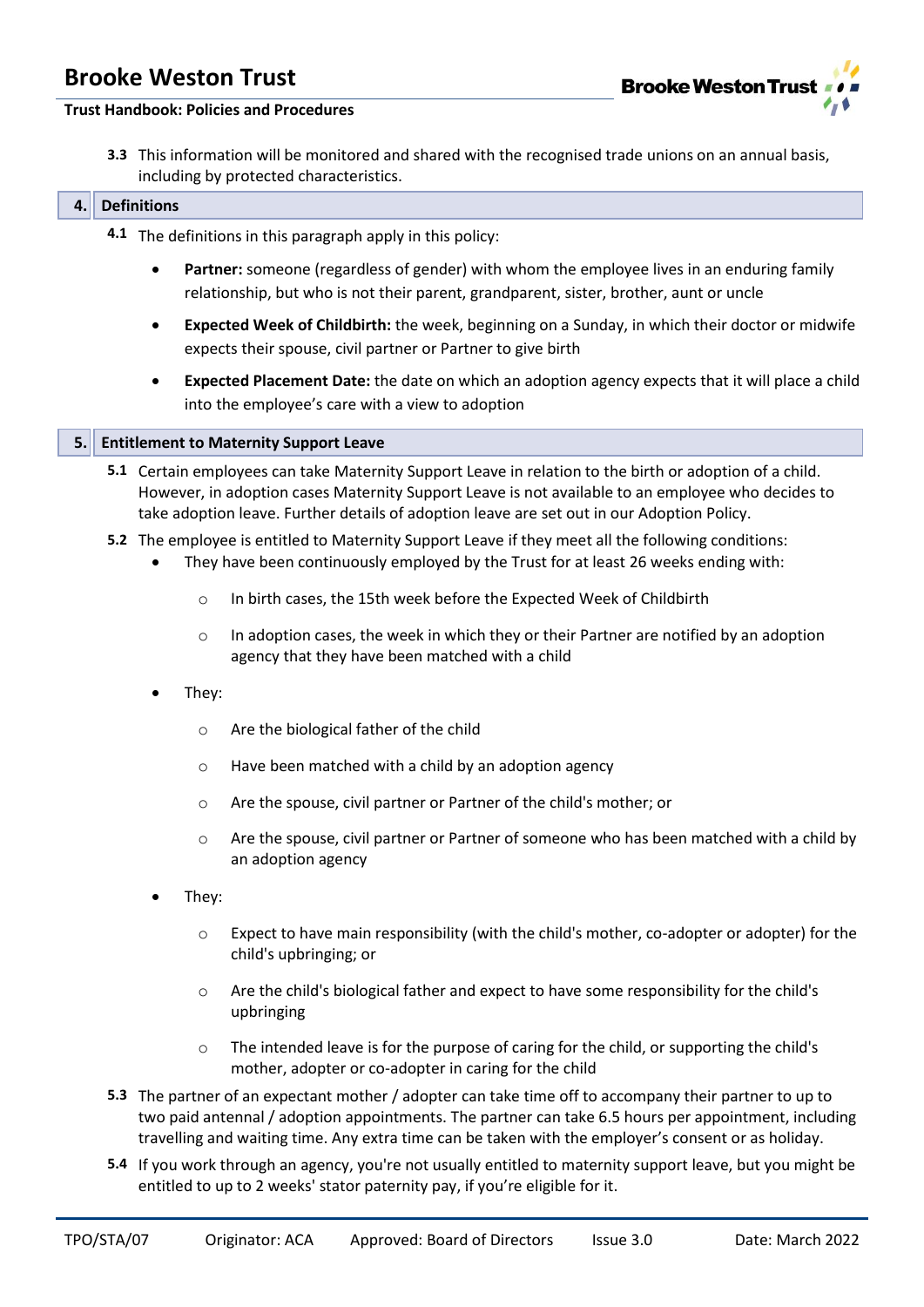**3.3** This information will be monitored and shared with the recognised trade unions on an annual basis, including by protected characteristics.

## 4. Definitions

**4.1** The definitions in this paragraph apply in this policy:

- **Partner:** someone (regardless of gender) with whom the employee lives in an enduring family relationship, but who is not their parent, grandparent, sister, brother, aunt or uncle
- **Expected Week of Childbirth:** the week, beginning on a Sunday, in which their doctor or midwife expects their spouse, civil partner or Partner to give birth
- **Expected Placement Date:** the date on which an adoption agency expects that it will place a child into the employee's care with a view to adoption

## 5. Entitlement to Maternity Support Leave

**5.1** Certain employees can take Maternity Support Leave in relation to the birth or adoption of a child. However, in adoption cases Maternity Support Leave is not available to an employee who decides to take adoption leave. Further details of adoption leave are set out in our Adoption Policy.

**5.2** The employee is entitled to Maternity Support Leave if they meet all the following conditions:

- They have been continuously employed by the Trust for at least 26 weeks ending with:
    - In birth cases, the 15th week before the Expected Week of Childbirth
    - In adoption cases, the week in which they or their Partner are notified by an adoption agency that they have been matched with a child
- They:
    - Are the biological father of the child
    - Have been matched with a child by an adoption agency
    - Are the spouse, civil partner or Partner of the child's mother; or
    - Are the spouse, civil partner or Partner of someone who has been matched with a child by an adoption agency
- They:
    - Expect to have main responsibility (with the child's mother, co-adopter or adopter) for the child's upbringing; or
    - Are the child's biological father and expect to have some responsibility for the child's upbringing
    - The intended leave is for the purpose of caring for the child, or supporting the child's mother, adopter or co-adopter in caring for the child

**5.3** The partner of an expectant mother / adopter can take time off to accompany their partner to up to two paid antennal / adoption appointments. The partner can take 6.5 hours per appointment, including travelling and waiting time. Any extra time can be taken with the employer's consent or as holiday.

**5.4** If you work through an agency, you're not usually entitled to maternity support leave, but you might be entitled to up to 2 weeks' stator paternity pay, if you're eligible for it.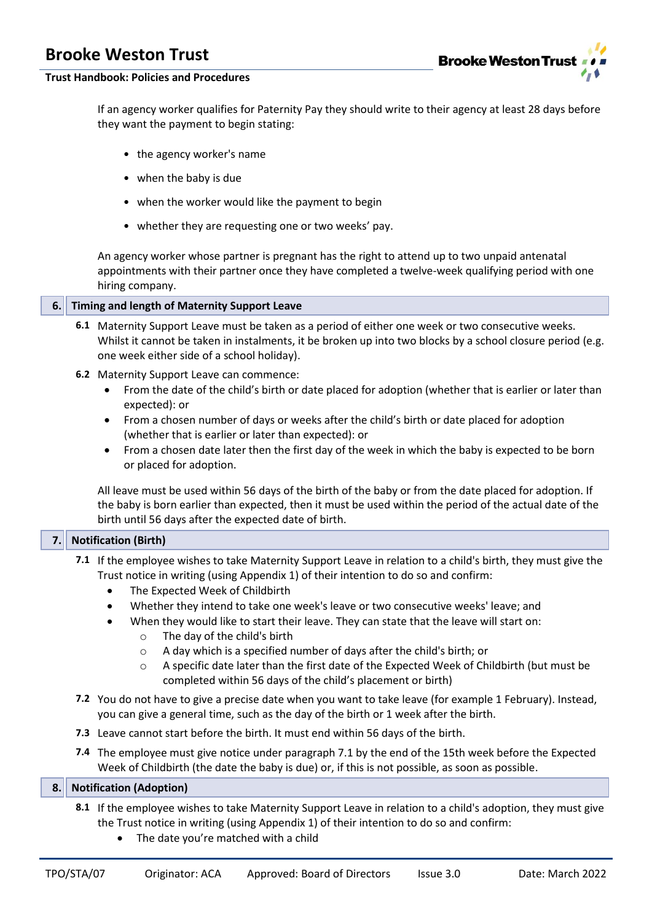If an agency worker qualifies for Paternity Pay they should write to their agency at least 28 days before they want the payment to begin stating:

- the agency worker's name
- when the baby is due
- when the worker would like the payment to begin
- whether they are requesting one or two weeks' pay.

An agency worker whose partner is pregnant has the right to attend up to two unpaid antenatal appointments with their partner once they have completed a twelve-week qualifying period with one hiring company.

## 6. Timing and length of Maternity Support Leave

**6.1** Maternity Support Leave must be taken as a period of either one week or two consecutive weeks. Whilst it cannot be taken in instalments, it be broken up into two blocks by a school closure period (e.g. one week either side of a school holiday).

**6.2** Maternity Support Leave can commence:

- From the date of the child's birth or date placed for adoption (whether that is earlier or later than expected): or
- From a chosen number of days or weeks after the child's birth or date placed for adoption (whether that is earlier or later than expected): or
- From a chosen date later then the first day of the week in which the baby is expected to be born or placed for adoption.

All leave must be used within 56 days of the birth of the baby or from the date placed for adoption. If the baby is born earlier than expected, then it must be used within the period of the actual date of the birth until 56 days after the expected date of birth.

## 7. Notification (Birth)

**7.1** If the employee wishes to take Maternity Support Leave in relation to a child's birth, they must give the Trust notice in writing (using Appendix 1) of their intention to do so and confirm:

- The Expected Week of Childbirth
- Whether they intend to take one week's leave or two consecutive weeks' leave; and
- When they would like to start their leave. They can state that the leave will start on:
  - The day of the child's birth
  - A day which is a specified number of days after the child's birth; or
  - A specific date later than the first date of the Expected Week of Childbirth (but must be completed within 56 days of the child's placement or birth)

**7.2** You do not have to give a precise date when you want to take leave (for example 1 February). Instead, you can give a general time, such as the day of the birth or 1 week after the birth.

**7.3** Leave cannot start before the birth. It must end within 56 days of the birth.

**7.4** The employee must give notice under paragraph 7.1 by the end of the 15th week before the Expected Week of Childbirth (the date the baby is due) or, if this is not possible, as soon as possible.

## 8. Notification (Adoption)

**8.1** If the employee wishes to take Maternity Support Leave in relation to a child's adoption, they must give the Trust notice in writing (using Appendix 1) of their intention to do so and confirm:

- The date you're matched with a child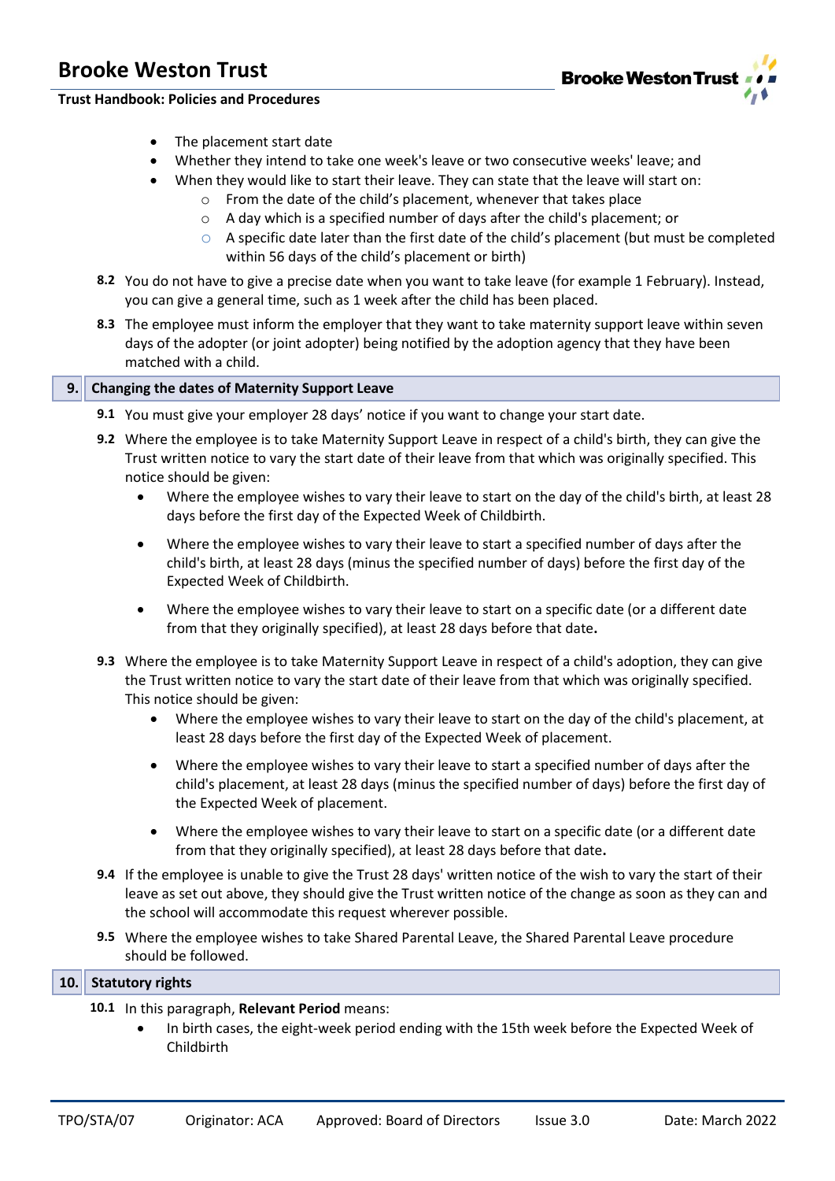- The placement start date
- Whether they intend to take one week's leave or two consecutive weeks' leave; and
- When they would like to start their leave. They can state that the leave will start on:
    - From the date of the child's placement, whenever that takes place
    - A day which is a specified number of days after the child's placement; or
    - A specific date later than the first date of the child's placement (but must be completed within 56 days of the child's placement or birth)

**8.2** You do not have to give a precise date when you want to take leave (for example 1 February). Instead, you can give a general time, such as 1 week after the child has been placed.

**8.3** The employee must inform the employer that they want to take maternity support leave within seven days of the adopter (or joint adopter) being notified by the adoption agency that they have been matched with a child.

## 9. Changing the dates of Maternity Support Leave

**9.1** You must give your employer 28 days' notice if you want to change your start date.

**9.2** Where the employee is to take Maternity Support Leave in respect of a child's birth, they can give the Trust written notice to vary the start date of their leave from that which was originally specified. This notice should be given:

- Where the employee wishes to vary their leave to start on the day of the child's birth, at least 28 days before the first day of the Expected Week of Childbirth.
- Where the employee wishes to vary their leave to start a specified number of days after the child's birth, at least 28 days (minus the specified number of days) before the first day of the Expected Week of Childbirth.
- Where the employee wishes to vary their leave to start on a specific date (or a different date from that they originally specified), at least 28 days before that date.

**9.3** Where the employee is to take Maternity Support Leave in respect of a child's adoption, they can give the Trust written notice to vary the start date of their leave from that which was originally specified. This notice should be given:

- Where the employee wishes to vary their leave to start on the day of the child's placement, at least 28 days before the first day of the Expected Week of placement.
- Where the employee wishes to vary their leave to start a specified number of days after the child's placement, at least 28 days (minus the specified number of days) before the first day of the Expected Week of placement.
- Where the employee wishes to vary their leave to start on a specific date (or a different date from that they originally specified), at least 28 days before that date.

**9.4** If the employee is unable to give the Trust 28 days' written notice of the wish to vary the start of their leave as set out above, they should give the Trust written notice of the change as soon as they can and the school will accommodate this request wherever possible.

**9.5** Where the employee wishes to take Shared Parental Leave, the Shared Parental Leave procedure should be followed.

## 10. Statutory rights

**10.1** In this paragraph, **Relevant Period** means:

- In birth cases, the eight-week period ending with the 15th week before the Expected Week of Childbirth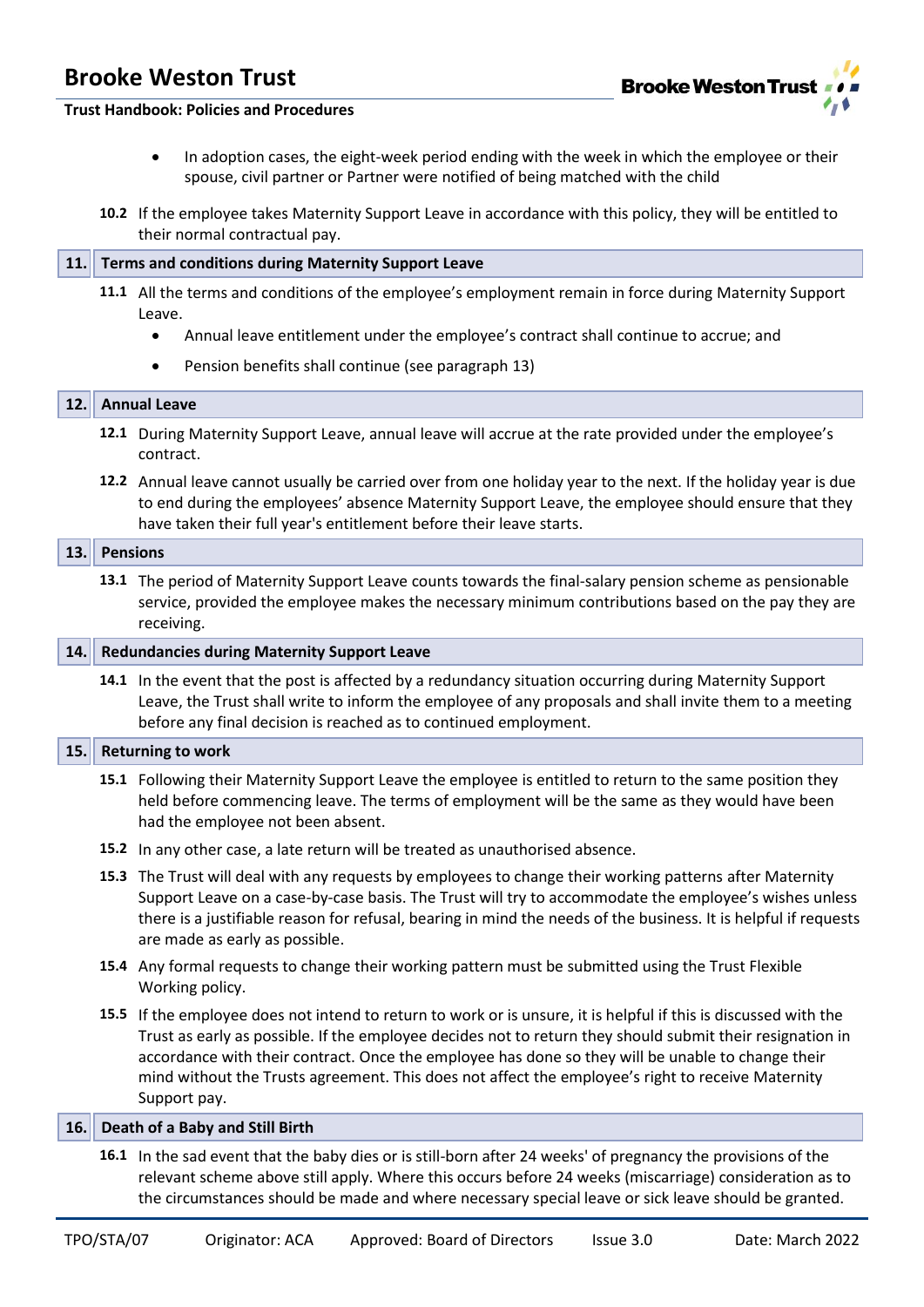- In adoption cases, the eight-week period ending with the week in which the employee or their spouse, civil partner or Partner were notified of being matched with the child

**10.2** If the employee takes Maternity Support Leave in accordance with this policy, they will be entitled to their normal contractual pay.

## 11. Terms and conditions during Maternity Support Leave

**11.1** All the terms and conditions of the employee's employment remain in force during Maternity Support Leave.

- Annual leave entitlement under the employee's contract shall continue to accrue; and
- Pension benefits shall continue (see paragraph 13)

## 12. Annual Leave

**12.1** During Maternity Support Leave, annual leave will accrue at the rate provided under the employee's contract.

**12.2** Annual leave cannot usually be carried over from one holiday year to the next. If the holiday year is due to end during the employees' absence Maternity Support Leave, the employee should ensure that they have taken their full year's entitlement before their leave starts.

## 13. Pensions

**13.1** The period of Maternity Support Leave counts towards the final-salary pension scheme as pensionable service, provided the employee makes the necessary minimum contributions based on the pay they are receiving.

## 14. Redundancies during Maternity Support Leave

**14.1** In the event that the post is affected by a redundancy situation occurring during Maternity Support Leave, the Trust shall write to inform the employee of any proposals and shall invite them to a meeting before any final decision is reached as to continued employment.

## 15. Returning to work

**15.1** Following their Maternity Support Leave the employee is entitled to return to the same position they held before commencing leave. The terms of employment will be the same as they would have been had the employee not been absent.

**15.2** In any other case, a late return will be treated as unauthorised absence.

**15.3** The Trust will deal with any requests by employees to change their working patterns after Maternity Support Leave on a case-by-case basis. The Trust will try to accommodate the employee's wishes unless there is a justifiable reason for refusal, bearing in mind the needs of the business. It is helpful if requests are made as early as possible.

**15.4** Any formal requests to change their working pattern must be submitted using the Trust Flexible Working policy.

**15.5** If the employee does not intend to return to work or is unsure, it is helpful if this is discussed with the Trust as early as possible. If the employee decides not to return they should submit their resignation in accordance with their contract. Once the employee has done so they will be unable to change their mind without the Trusts agreement. This does not affect the employee's right to receive Maternity Support pay.

## 16. Death of a Baby and Still Birth

**16.1** In the sad event that the baby dies or is still-born after 24 weeks' of pregnancy the provisions of the relevant scheme above still apply. Where this occurs before 24 weeks (miscarriage) consideration as to the circumstances should be made and where necessary special leave or sick leave should be granted.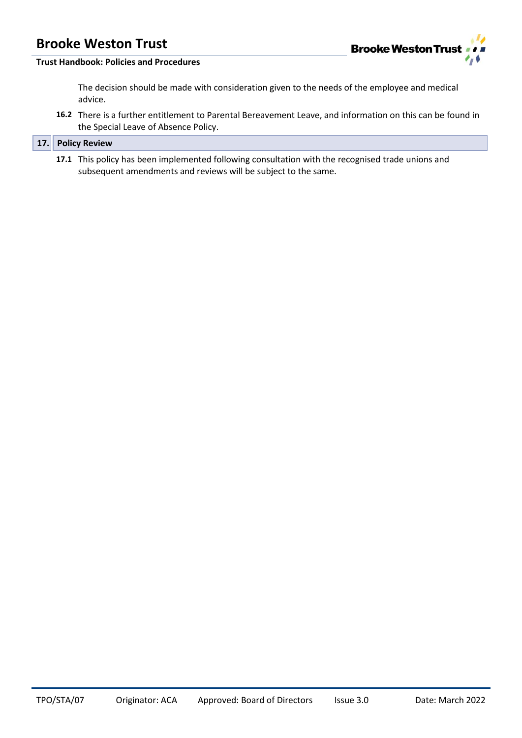The decision should be made with consideration given to the needs of the employee and medical advice.

**16.2** There is a further entitlement to Parental Bereavement Leave, and information on this can be found in the Special Leave of Absence Policy.

## 17. Policy Review

**17.1** This policy has been implemented following consultation with the recognised trade unions and subsequent amendments and reviews will be subject to the same.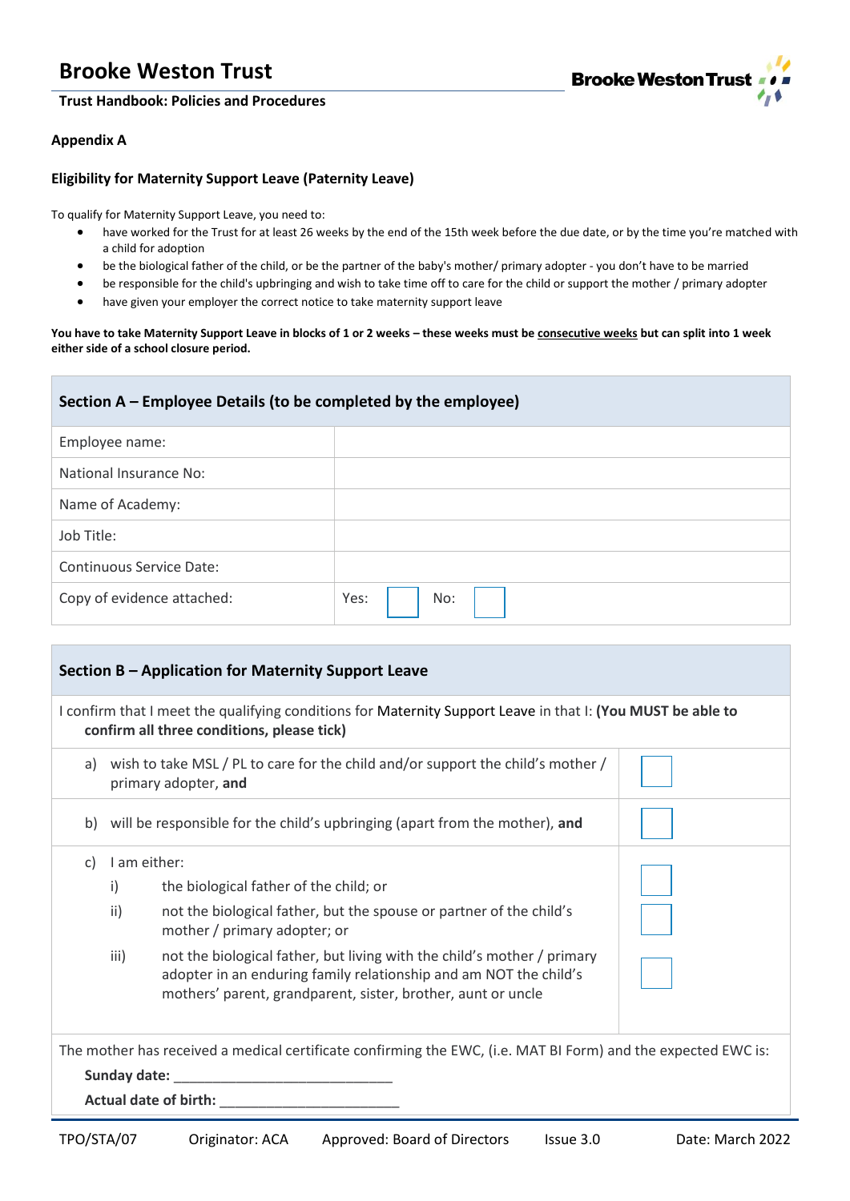## Appendix A

### Eligibility for Maternity Support Leave (Paternity Leave)

To qualify for Maternity Support Leave, you need to:

- have worked for the Trust for at least 26 weeks by the end of the 15th week before the due date, or by the time you're matched with a child for adoption
- be the biological father of the child, or be the partner of the baby's mother/ primary adopter - you don't have to be married
- be responsible for the child's upbringing and wish to take time off to care for the child or support the mother / primary adopter
- have given your employer the correct notice to take maternity support leave

**You have to take Maternity Support Leave in blocks of 1 or 2 weeks – these weeks must be consecutive weeks but can split into 1 week either side of a school closure period.**

| Section A – Employee Details (to be completed by the employee) | |
|---|---|
| Employee name: | |
| National Insurance No: | |
| Name of Academy: | |
| Job Title: | |
| Continuous Service Date: | |
| Copy of evidence attached: | Yes: ☐ No: ☐ |

| Section B – Application for Maternity Support Leave | |
|---|---|
| I confirm that I meet the qualifying conditions for Maternity Support Leave in that I: **(You MUST be able to confirm all three conditions, please tick)** | |
| a) wish to take MSL / PL to care for the child and/or support the child's mother / primary adopter, **and** | ☐ |
| b) will be responsible for the child's upbringing (apart from the mother), **and** | ☐ |
| c) I am either: | |
| i) the biological father of the child; or | ☐ |
| ii) not the biological father, but the spouse or partner of the child's mother / primary adopter; or | ☐ |
| iii) not the biological father, but living with the child's mother / primary adopter in an enduring family relationship and am NOT the child's mothers' parent, grandparent, sister, brother, aunt or uncle | ☐ |

The mother has received a medical certificate confirming the EWC, (i.e. MAT BI Form) and the expected EWC is:

**Sunday date:** ___________________________

**Actual date of birth:** ______________________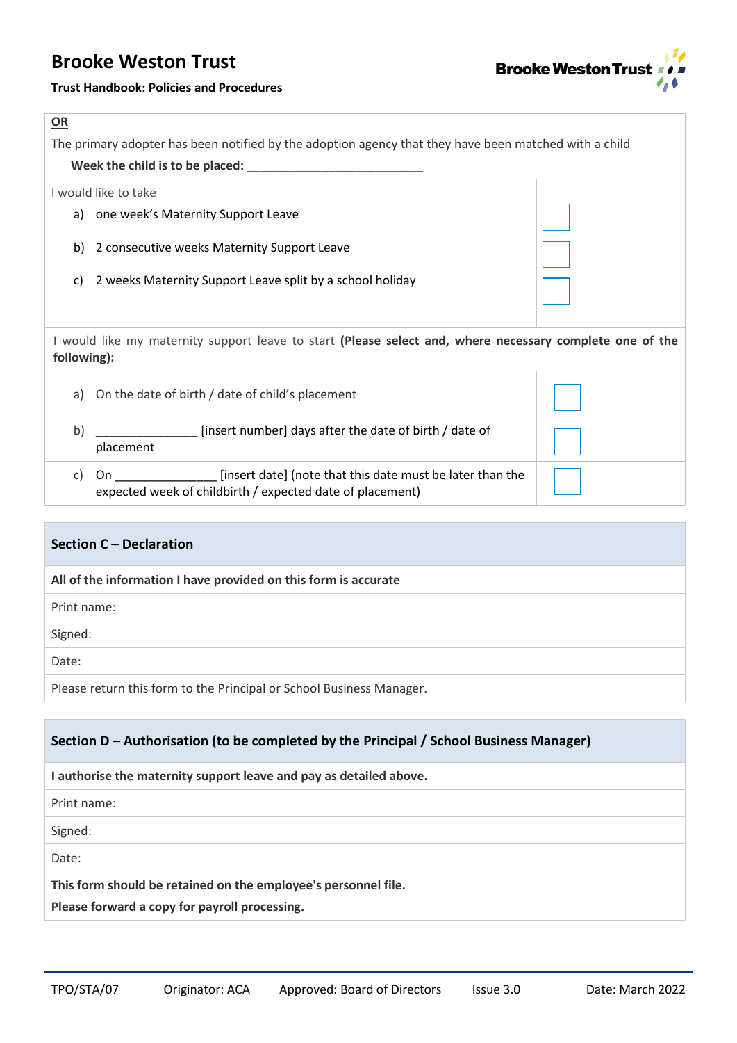**OR**

The primary adopter has been notified by the adoption agency that they have been matched with a child

**Week the child is to be placed:** ___________________________

| | |
|---|---|
| I would like to take<br>a) one week's Maternity Support Leave<br>b) 2 consecutive weeks Maternity Support Leave<br>c) 2 weeks Maternity Support Leave split by a school holiday | ☐<br>☐<br>☐ |

| | |
|---|---|
| I would like my maternity support leave to start **(Please select and, where necessary complete one of the following):** | |
| a) On the date of birth / date of child's placement | ☐ |
| b) _______________ [insert number] days after the date of birth / date of placement | ☐ |
| c) On _______________ [insert date] (note that this date must be later than the expected week of childbirth / expected date of placement) | ☐ |

## Section C – Declaration

| | |
|---|---|
| **All of the information I have provided on this form is accurate** | |
| Print name: | |
| Signed: | |
| Date: | |
| Please return this form to the Principal or School Business Manager. | |

## Section D – Authorisation (to be completed by the Principal / School Business Manager)

| |
|---|
| **I authorise the maternity support leave and pay as detailed above.** |
| Print name: |
| Signed: |
| Date: |
| **This form should be retained on the employee's personnel file.**<br>**Please forward a copy for payroll processing.** |